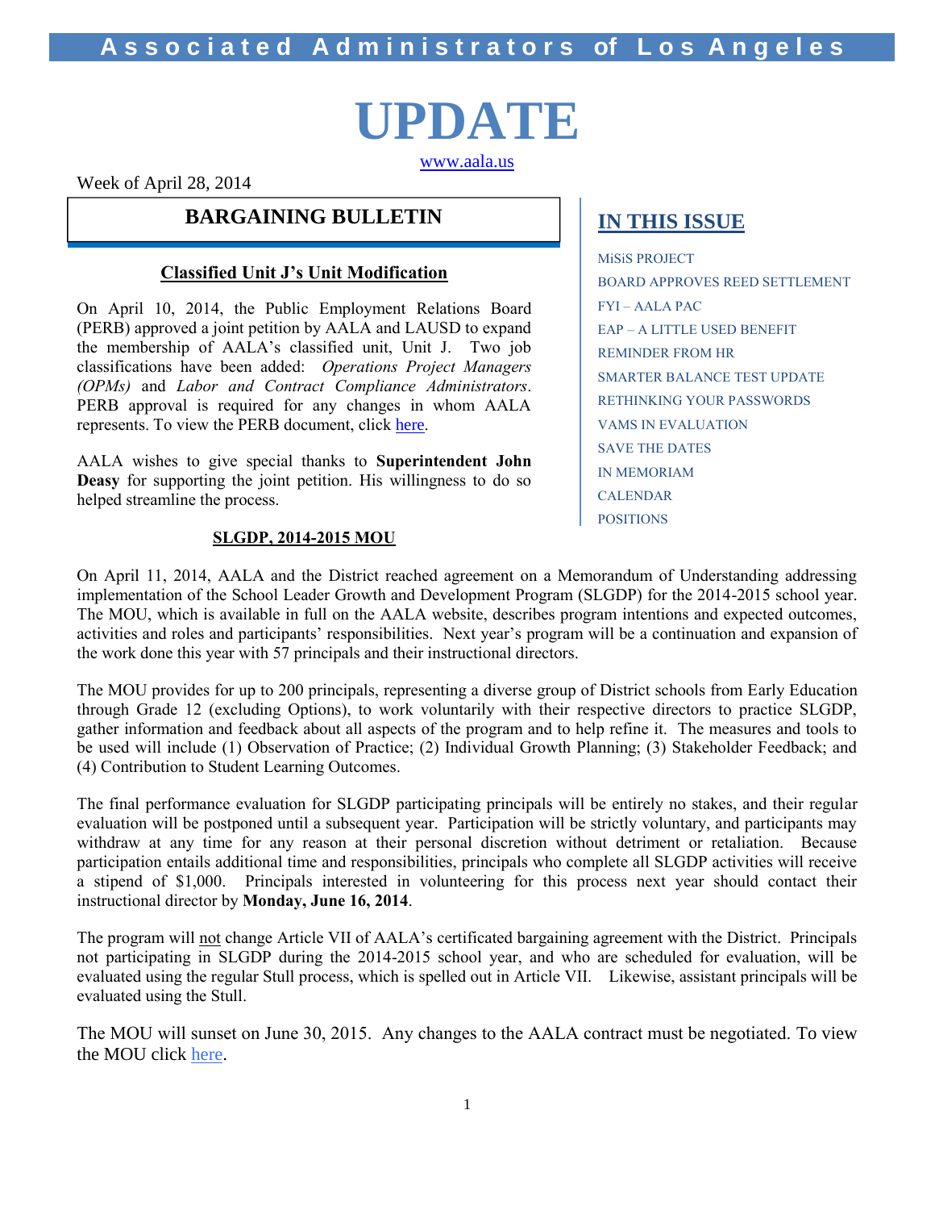# Associated Administrators of Los Angeles

# UPDATE

www.aala.us

Week of April 28, 2014

## BARGAINING BULLETIN

### Classified Unit J's Unit Modification

On April 10, 2014, the Public Employment Relations Board (PERB) approved a joint petition by AALA and LAUSD to expand the membership of AALA's classified unit, Unit J. Two job classifications have been added: *Operations Project Managers (OPMs)* and *Labor and Contract Compliance Administrators*. PERB approval is required for any changes in whom AALA represents. To view the PERB document, click here.

AALA wishes to give special thanks to **Superintendent John Deasy** for supporting the joint petition. His willingness to do so helped streamline the process.

## IN THIS ISSUE

- MiSiS PROJECT
- BOARD APPROVES REED SETTLEMENT
- FYI – AALA PAC
- EAP – A LITTLE USED BENEFIT
- REMINDER FROM HR
- SMARTER BALANCE TEST UPDATE
- RETHINKING YOUR PASSWORDS
- VAMS IN EVALUATION
- SAVE THE DATES
- IN MEMORIAM
- CALENDAR
- POSITIONS

### SLGDP, 2014-2015 MOU

On April 11, 2014, AALA and the District reached agreement on a Memorandum of Understanding addressing implementation of the School Leader Growth and Development Program (SLGDP) for the 2014-2015 school year. The MOU, which is available in full on the AALA website, describes program intentions and expected outcomes, activities and roles and participants' responsibilities. Next year's program will be a continuation and expansion of the work done this year with 57 principals and their instructional directors.

The MOU provides for up to 200 principals, representing a diverse group of District schools from Early Education through Grade 12 (excluding Options), to work voluntarily with their respective directors to practice SLGDP, gather information and feedback about all aspects of the program and to help refine it. The measures and tools to be used will include (1) Observation of Practice; (2) Individual Growth Planning; (3) Stakeholder Feedback; and (4) Contribution to Student Learning Outcomes.

The final performance evaluation for SLGDP participating principals will be entirely no stakes, and their regular evaluation will be postponed until a subsequent year. Participation will be strictly voluntary, and participants may withdraw at any time for any reason at their personal discretion without detriment or retaliation. Because participation entails additional time and responsibilities, principals who complete all SLGDP activities will receive a stipend of $1,000. Principals interested in volunteering for this process next year should contact their instructional director by **Monday, June 16, 2014**.

The program will not change Article VII of AALA's certificated bargaining agreement with the District. Principals not participating in SLGDP during the 2014-2015 school year, and who are scheduled for evaluation, will be evaluated using the regular Stull process, which is spelled out in Article VII. Likewise, assistant principals will be evaluated using the Stull.

The MOU will sunset on June 30, 2015. Any changes to the AALA contract must be negotiated. To view the MOU click here.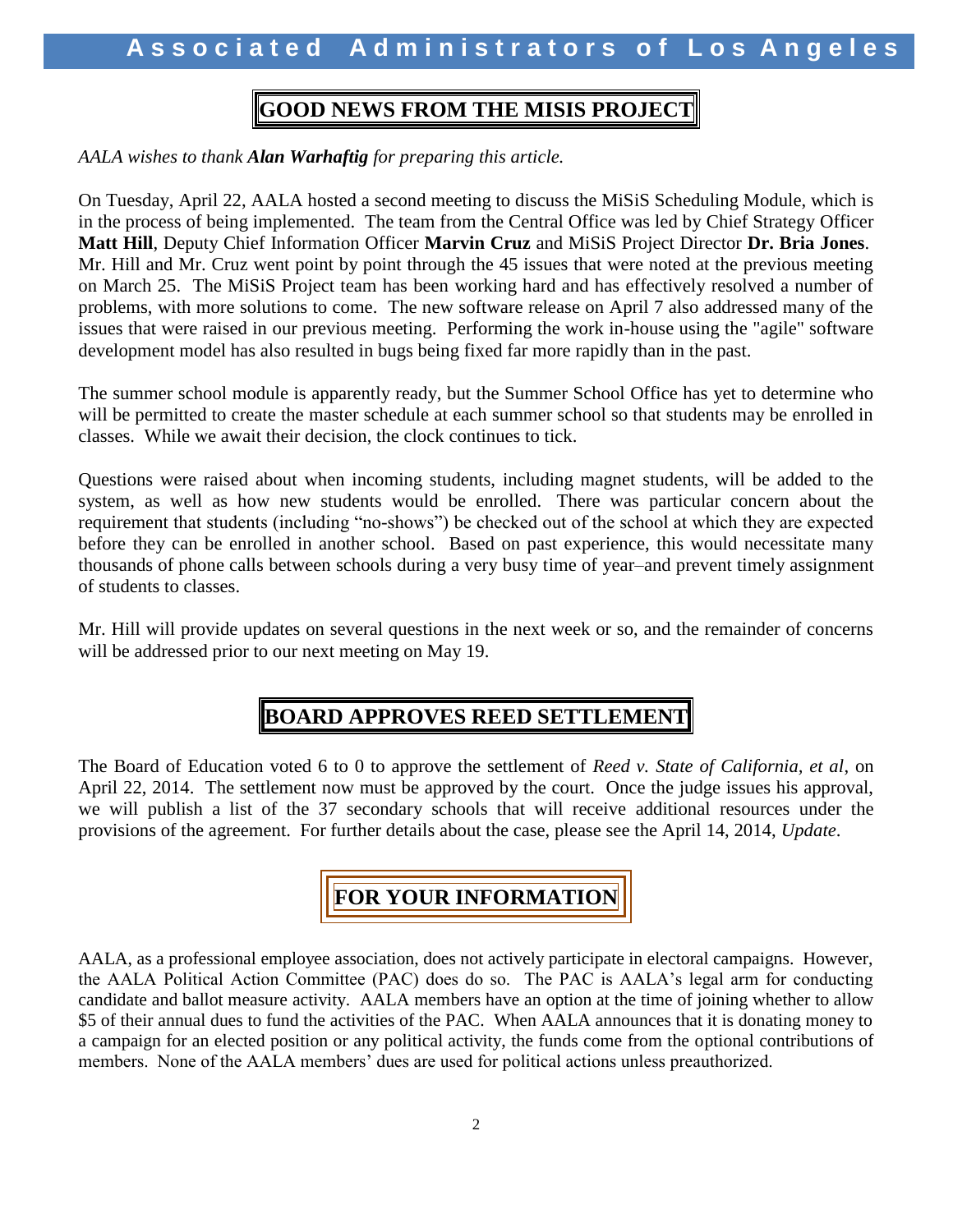## GOOD NEWS FROM THE MISIS PROJECT

*AALA wishes to thank **Alan Warhaftig** for preparing this article.*

On Tuesday, April 22, AALA hosted a second meeting to discuss the MiSiS Scheduling Module, which is in the process of being implemented. The team from the Central Office was led by Chief Strategy Officer **Matt Hill**, Deputy Chief Information Officer **Marvin Cruz** and MiSiS Project Director **Dr. Bria Jones**. Mr. Hill and Mr. Cruz went point by point through the 45 issues that were noted at the previous meeting on March 25. The MiSiS Project team has been working hard and has effectively resolved a number of problems, with more solutions to come. The new software release on April 7 also addressed many of the issues that were raised in our previous meeting. Performing the work in-house using the "agile" software development model has also resulted in bugs being fixed far more rapidly than in the past.

The summer school module is apparently ready, but the Summer School Office has yet to determine who will be permitted to create the master schedule at each summer school so that students may be enrolled in classes. While we await their decision, the clock continues to tick.

Questions were raised about when incoming students, including magnet students, will be added to the system, as well as how new students would be enrolled. There was particular concern about the requirement that students (including "no-shows") be checked out of the school at which they are expected before they can be enrolled in another school. Based on past experience, this would necessitate many thousands of phone calls between schools during a very busy time of year–and prevent timely assignment of students to classes.

Mr. Hill will provide updates on several questions in the next week or so, and the remainder of concerns will be addressed prior to our next meeting on May 19.

## BOARD APPROVES REED SETTLEMENT

The Board of Education voted 6 to 0 to approve the settlement of *Reed v. State of California, et al*, on April 22, 2014. The settlement now must be approved by the court. Once the judge issues his approval, we will publish a list of the 37 secondary schools that will receive additional resources under the provisions of the agreement. For further details about the case, please see the April 14, 2014, *Update*.

## FOR YOUR INFORMATION

AALA, as a professional employee association, does not actively participate in electoral campaigns. However, the AALA Political Action Committee (PAC) does do so. The PAC is AALA's legal arm for conducting candidate and ballot measure activity. AALA members have an option at the time of joining whether to allow $5 of their annual dues to fund the activities of the PAC. When AALA announces that it is donating money to a campaign for an elected position or any political activity, the funds come from the optional contributions of members. None of the AALA members' dues are used for political actions unless preauthorized.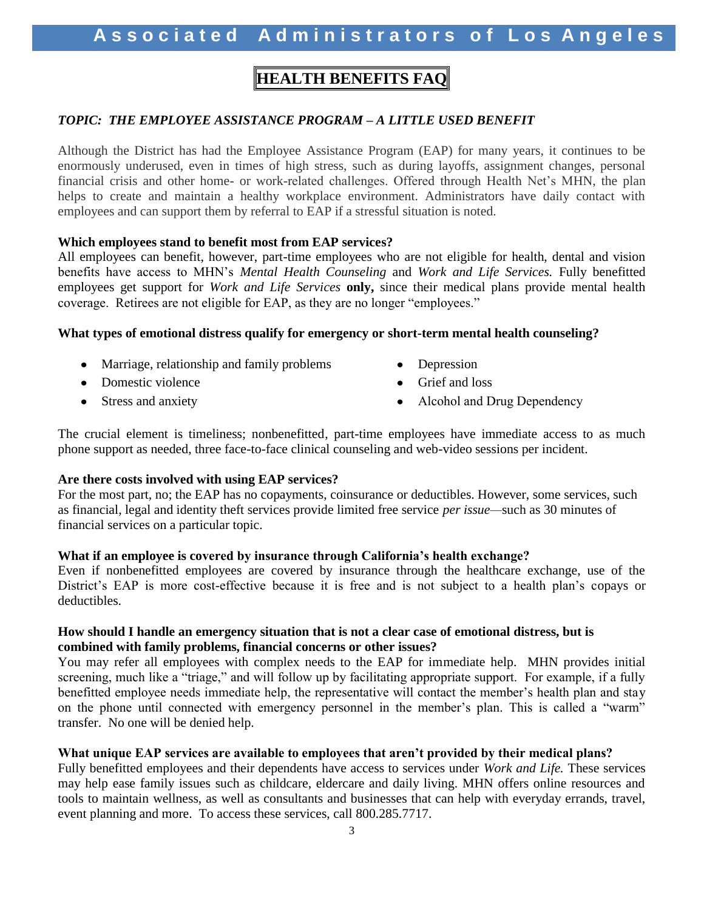# Associated Administrators of Los Angeles

## HEALTH BENEFITS FAQ

***TOPIC: THE EMPLOYEE ASSISTANCE PROGRAM – A LITTLE USED BENEFIT***

Although the District has had the Employee Assistance Program (EAP) for many years, it continues to be enormously underused, even in times of high stress, such as during layoffs, assignment changes, personal financial crisis and other home- or work-related challenges. Offered through Health Net's MHN, the plan helps to create and maintain a healthy workplace environment. Administrators have daily contact with employees and can support them by referral to EAP if a stressful situation is noted.

**Which employees stand to benefit most from EAP services?**

All employees can benefit, however, part-time employees who are not eligible for health, dental and vision benefits have access to MHN's *Mental Health Counseling* and *Work and Life Services.* Fully benefitted employees get support for *Work and Life Services* **only,** since their medical plans provide mental health coverage. Retirees are not eligible for EAP, as they are no longer "employees."

**What types of emotional distress qualify for emergency or short-term mental health counseling?**

- Marriage, relationship and family problems
- Domestic violence
- Stress and anxiety
- Depression
- Grief and loss
- Alcohol and Drug Dependency

The crucial element is timeliness; nonbenefitted, part-time employees have immediate access to as much phone support as needed, three face-to-face clinical counseling and web-video sessions per incident.

**Are there costs involved with using EAP services?**

For the most part, no; the EAP has no copayments, coinsurance or deductibles. However, some services, such as financial, legal and identity theft services provide limited free service *per issue*—such as 30 minutes of financial services on a particular topic.

**What if an employee is covered by insurance through California's health exchange?**

Even if nonbenefitted employees are covered by insurance through the healthcare exchange, use of the District's EAP is more cost-effective because it is free and is not subject to a health plan's copays or deductibles.

**How should I handle an emergency situation that is not a clear case of emotional distress, but is combined with family problems, financial concerns or other issues?**

You may refer all employees with complex needs to the EAP for immediate help. MHN provides initial screening, much like a "triage," and will follow up by facilitating appropriate support. For example, if a fully benefitted employee needs immediate help, the representative will contact the member's health plan and stay on the phone until connected with emergency personnel in the member's plan. This is called a "warm" transfer. No one will be denied help.

**What unique EAP services are available to employees that aren't provided by their medical plans?**

Fully benefitted employees and their dependents have access to services under *Work and Life.* These services may help ease family issues such as childcare, eldercare and daily living. MHN offers online resources and tools to maintain wellness, as well as consultants and businesses that can help with everyday errands, travel, event planning and more. To access these services, call 800.285.7717.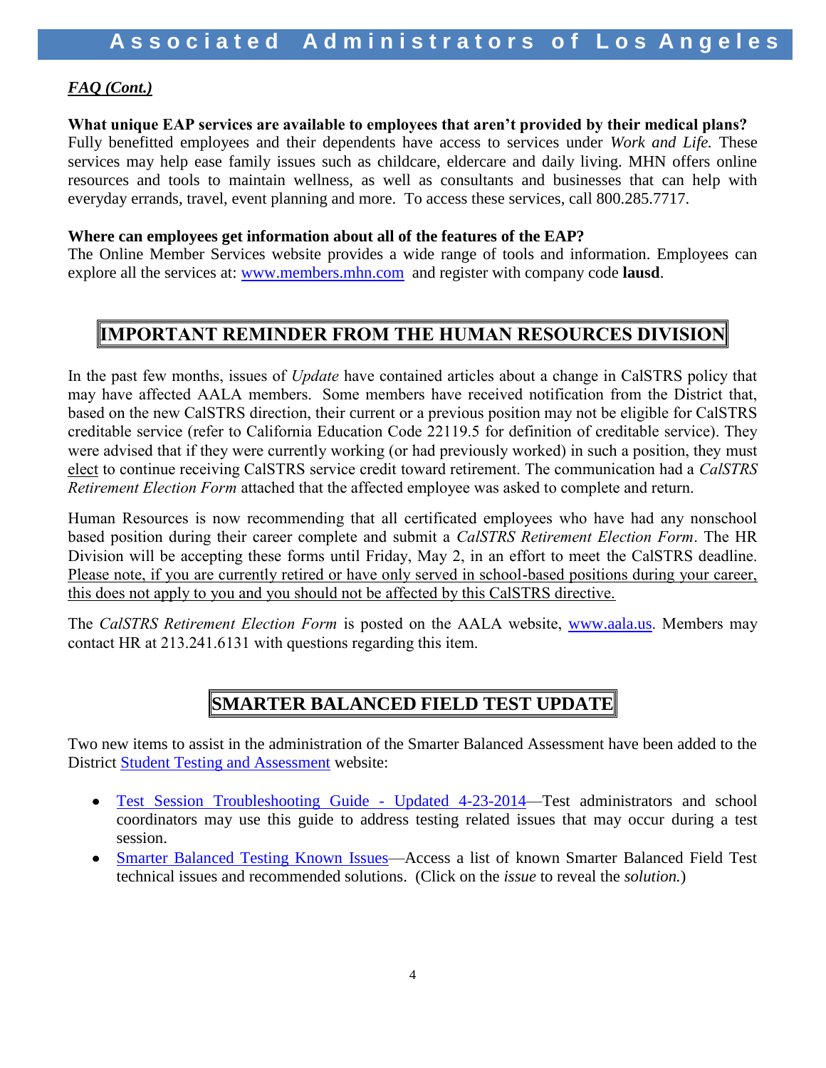***FAQ (Cont.)***

**What unique EAP services are available to employees that aren't provided by their medical plans?**
Fully benefitted employees and their dependents have access to services under *Work and Life.* These services may help ease family issues such as childcare, eldercare and daily living. MHN offers online resources and tools to maintain wellness, as well as consultants and businesses that can help with everyday errands, travel, event planning and more. To access these services, call 800.285.7717.

**Where can employees get information about all of the features of the EAP?**
The Online Member Services website provides a wide range of tools and information. Employees can explore all the services at: [www.members.mhn.com](www.members.mhn.com) and register with company code **lausd**.

## IMPORTANT REMINDER FROM THE HUMAN RESOURCES DIVISION

In the past few months, issues of *Update* have contained articles about a change in CalSTRS policy that may have affected AALA members. Some members have received notification from the District that, based on the new CalSTRS direction, their current or a previous position may not be eligible for CalSTRS creditable service (refer to California Education Code 22119.5 for definition of creditable service). They were advised that if they were currently working (or had previously worked) in such a position, they must elect to continue receiving CalSTRS service credit toward retirement. The communication had a *CalSTRS Retirement Election Form* attached that the affected employee was asked to complete and return.

Human Resources is now recommending that all certificated employees who have had any nonschool based position during their career complete and submit a *CalSTRS Retirement Election Form*. The HR Division will be accepting these forms until Friday, May 2, in an effort to meet the CalSTRS deadline. Please note, if you are currently retired or have only served in school-based positions during your career, this does not apply to you and you should not be affected by this CalSTRS directive.

The *CalSTRS Retirement Election Form* is posted on the AALA website, [www.aala.us](www.aala.us). Members may contact HR at 213.241.6131 with questions regarding this item.

## SMARTER BALANCED FIELD TEST UPDATE

Two new items to assist in the administration of the Smarter Balanced Assessment have been added to the District Student Testing and Assessment website:

- Test Session Troubleshooting Guide - Updated 4-23-2014—Test administrators and school coordinators may use this guide to address testing related issues that may occur during a test session.
- Smarter Balanced Testing Known Issues—Access a list of known Smarter Balanced Field Test technical issues and recommended solutions. (Click on the *issue* to reveal the *solution.*)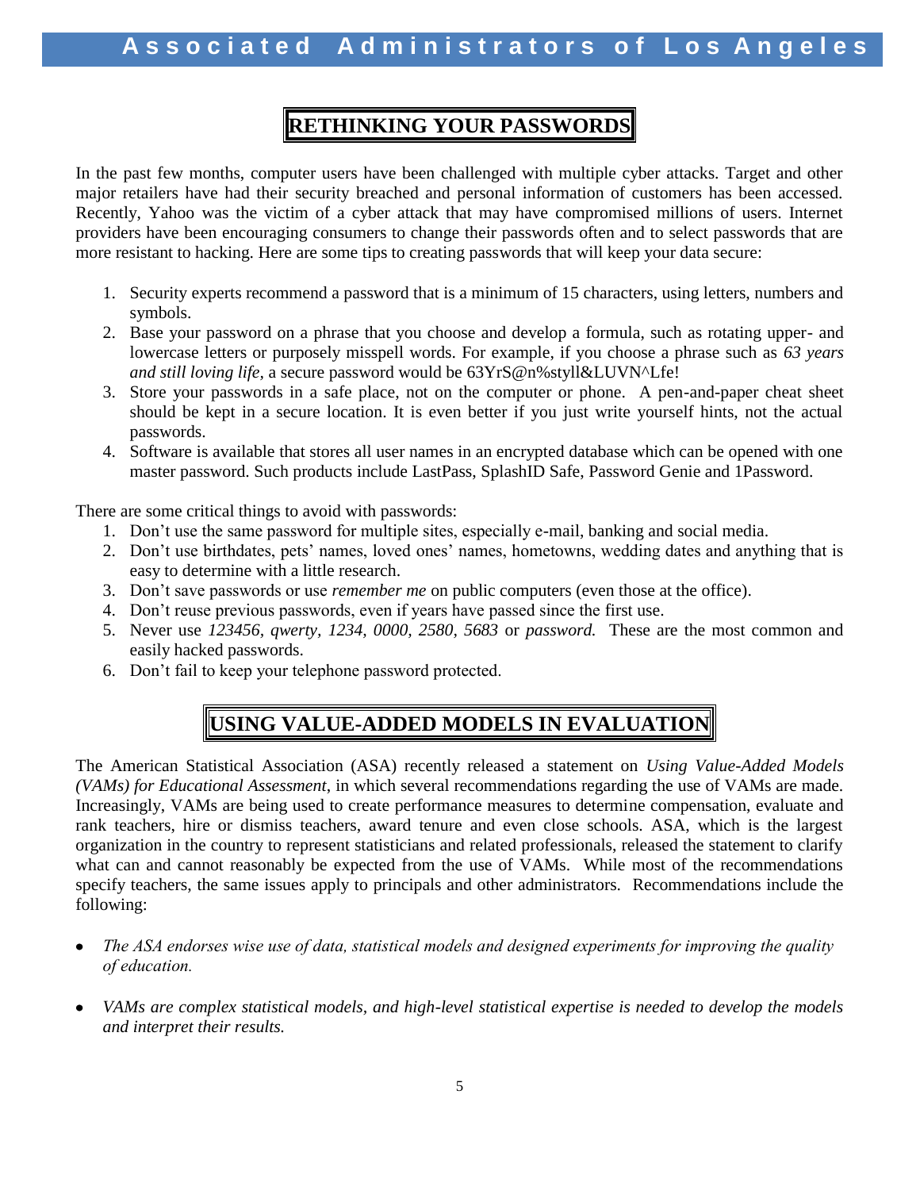## RETHINKING YOUR PASSWORDS

In the past few months, computer users have been challenged with multiple cyber attacks. Target and other major retailers have had their security breached and personal information of customers has been accessed. Recently, Yahoo was the victim of a cyber attack that may have compromised millions of users. Internet providers have been encouraging consumers to change their passwords often and to select passwords that are more resistant to hacking. Here are some tips to creating passwords that will keep your data secure:

1. Security experts recommend a password that is a minimum of 15 characters, using letters, numbers and symbols.
2. Base your password on a phrase that you choose and develop a formula, such as rotating upper- and lowercase letters or purposely misspell words. For example, if you choose a phrase such as *63 years and still loving life*, a secure password would be 63YrS@n%styll&LUVN^Lfe!
3. Store your passwords in a safe place, not on the computer or phone. A pen-and-paper cheat sheet should be kept in a secure location. It is even better if you just write yourself hints, not the actual passwords.
4. Software is available that stores all user names in an encrypted database which can be opened with one master password. Such products include LastPass, SplashID Safe, Password Genie and 1Password.

There are some critical things to avoid with passwords:

1. Don't use the same password for multiple sites, especially e-mail, banking and social media.
2. Don't use birthdates, pets' names, loved ones' names, hometowns, wedding dates and anything that is easy to determine with a little research.
3. Don't save passwords or use *remember me* on public computers (even those at the office).
4. Don't reuse previous passwords, even if years have passed since the first use.
5. Never use *123456, qwerty, 1234, 0000, 2580, 5683* or *password.* These are the most common and easily hacked passwords.
6. Don't fail to keep your telephone password protected.

## USING VALUE-ADDED MODELS IN EVALUATION

The American Statistical Association (ASA) recently released a statement on *Using Value-Added Models (VAMs) for Educational Assessment*, in which several recommendations regarding the use of VAMs are made. Increasingly, VAMs are being used to create performance measures to determine compensation, evaluate and rank teachers, hire or dismiss teachers, award tenure and even close schools. ASA, which is the largest organization in the country to represent statisticians and related professionals, released the statement to clarify what can and cannot reasonably be expected from the use of VAMs. While most of the recommendations specify teachers, the same issues apply to principals and other administrators. Recommendations include the following:

- *The ASA endorses wise use of data, statistical models and designed experiments for improving the quality of education.*
- *VAMs are complex statistical models, and high-level statistical expertise is needed to develop the models and interpret their results.*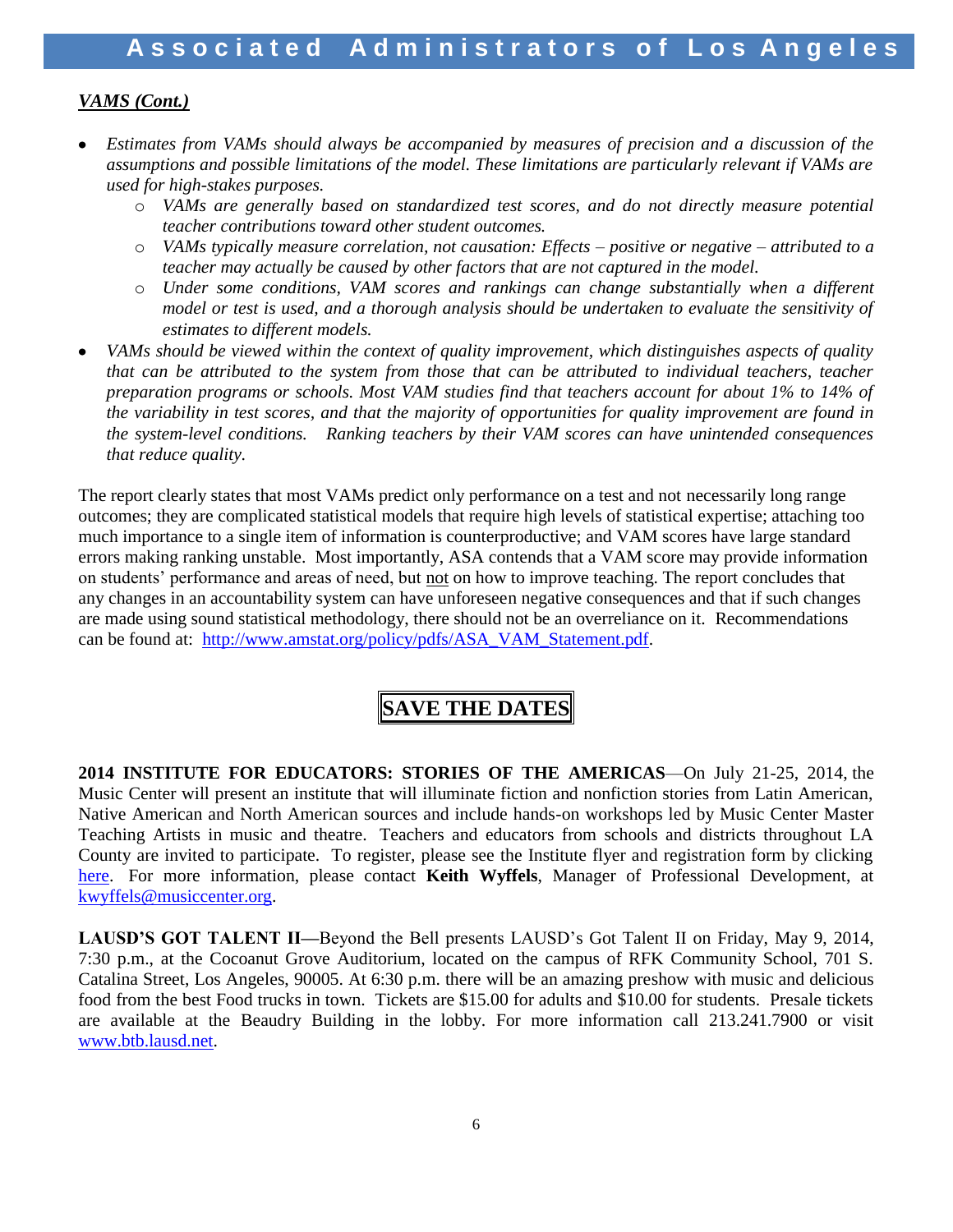***VAMS (Cont.)***

- *Estimates from VAMs should always be accompanied by measures of precision and a discussion of the assumptions and possible limitations of the model. These limitations are particularly relevant if VAMs are used for high-stakes purposes.*
    - *VAMs are generally based on standardized test scores, and do not directly measure potential teacher contributions toward other student outcomes.*
    - *VAMs typically measure correlation, not causation: Effects – positive or negative – attributed to a teacher may actually be caused by other factors that are not captured in the model.*
    - *Under some conditions, VAM scores and rankings can change substantially when a different model or test is used, and a thorough analysis should be undertaken to evaluate the sensitivity of estimates to different models.*
- *VAMs should be viewed within the context of quality improvement, which distinguishes aspects of quality that can be attributed to the system from those that can be attributed to individual teachers, teacher preparation programs or schools. Most VAM studies find that teachers account for about 1% to 14% of the variability in test scores, and that the majority of opportunities for quality improvement are found in the system-level conditions. Ranking teachers by their VAM scores can have unintended consequences that reduce quality.*

The report clearly states that most VAMs predict only performance on a test and not necessarily long range outcomes; they are complicated statistical models that require high levels of statistical expertise; attaching too much importance to a single item of information is counterproductive; and VAM scores have large standard errors making ranking unstable. Most importantly, ASA contends that a VAM score may provide information on students' performance and areas of need, but <u>not</u> on how to improve teaching. The report concludes that any changes in an accountability system can have unforeseen negative consequences and that if such changes are made using sound statistical methodology, there should not be an overreliance on it. Recommendations can be found at: [http://www.amstat.org/policy/pdfs/ASA_VAM_Statement.pdf](http://www.amstat.org/policy/pdfs/ASA_VAM_Statement.pdf).

## SAVE THE DATES

**2014 INSTITUTE FOR EDUCATORS: STORIES OF THE AMERICAS**—On July 21-25, 2014, the Music Center will present an institute that will illuminate fiction and nonfiction stories from Latin American, Native American and North American sources and include hands-on workshops led by Music Center Master Teaching Artists in music and theatre. Teachers and educators from schools and districts throughout LA County are invited to participate. To register, please see the Institute flyer and registration form by clicking here. For more information, please contact **Keith Wyffels**, Manager of Professional Development, at [kwyffels@musiccenter.org](mailto:kwyffels@musiccenter.org).

**LAUSD'S GOT TALENT II**—Beyond the Bell presents LAUSD's Got Talent II on Friday, May 9, 2014, 7:30 p.m., at the Cocoanut Grove Auditorium, located on the campus of RFK Community School, 701 S. Catalina Street, Los Angeles, 90005. At 6:30 p.m. there will be an amazing preshow with music and delicious food from the best Food trucks in town. Tickets are $15.00 for adults and $10.00 for students. Presale tickets are available at the Beaudry Building in the lobby. For more information call 213.241.7900 or visit [www.btb.lausd.net](http://www.btb.lausd.net).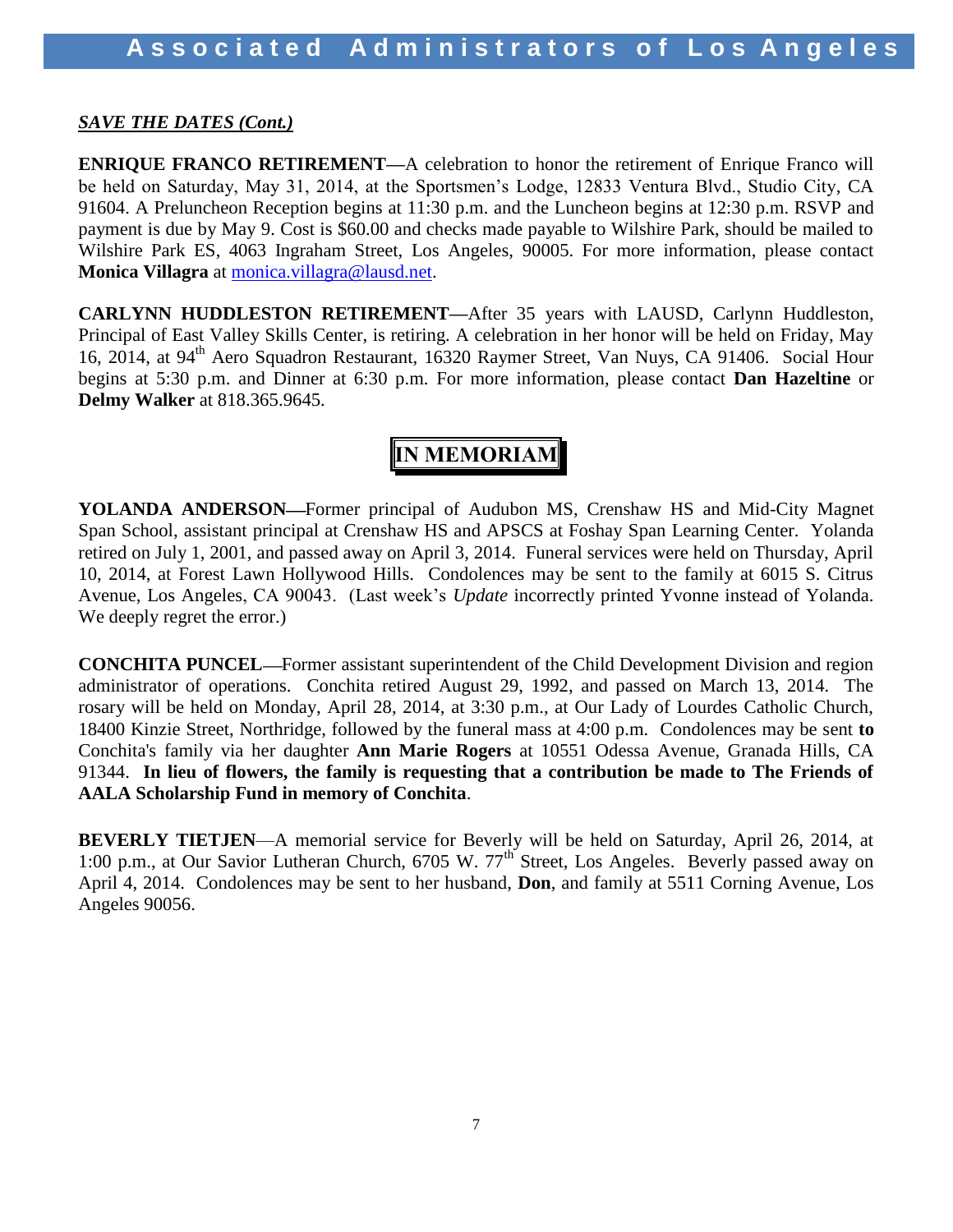***SAVE THE DATES (Cont.)***

**ENRIQUE FRANCO RETIREMENT—**A celebration to honor the retirement of Enrique Franco will be held on Saturday, May 31, 2014, at the Sportsmen's Lodge, 12833 Ventura Blvd., Studio City, CA 91604. A Preluncheon Reception begins at 11:30 p.m. and the Luncheon begins at 12:30 p.m. RSVP and payment is due by May 9. Cost is $60.00 and checks made payable to Wilshire Park, should be mailed to Wilshire Park ES, 4063 Ingraham Street, Los Angeles, 90005. For more information, please contact **Monica Villagra** at monica.villagra@lausd.net.

**CARLYNN HUDDLESTON RETIREMENT—**After 35 years with LAUSD, Carlynn Huddleston, Principal of East Valley Skills Center, is retiring. A celebration in her honor will be held on Friday, May 16, 2014, at 94th Aero Squadron Restaurant, 16320 Raymer Street, Van Nuys, CA 91406. Social Hour begins at 5:30 p.m. and Dinner at 6:30 p.m. For more information, please contact **Dan Hazeltine** or **Delmy Walker** at 818.365.9645.

## IN MEMORIAM

**YOLANDA ANDERSON—**Former principal of Audubon MS, Crenshaw HS and Mid-City Magnet Span School, assistant principal at Crenshaw HS and APSCS at Foshay Span Learning Center. Yolanda retired on July 1, 2001, and passed away on April 3, 2014. Funeral services were held on Thursday, April 10, 2014, at Forest Lawn Hollywood Hills. Condolences may be sent to the family at 6015 S. Citrus Avenue, Los Angeles, CA 90043. (Last week's *Update* incorrectly printed Yvonne instead of Yolanda. We deeply regret the error.)

**CONCHITA PUNCEL**—Former assistant superintendent of the Child Development Division and region administrator of operations. Conchita retired August 29, 1992, and passed on March 13, 2014. The rosary will be held on Monday, April 28, 2014, at 3:30 p.m., at Our Lady of Lourdes Catholic Church, 18400 Kinzie Street, Northridge, followed by the funeral mass at 4:00 p.m. Condolences may be sent **to** Conchita's family via her daughter **Ann Marie Rogers** at 10551 Odessa Avenue, Granada Hills, CA 91344. **In lieu of flowers, the family is requesting that a contribution be made to The Friends of AALA Scholarship Fund in memory of Conchita**.

**BEVERLY TIETJEN**—A memorial service for Beverly will be held on Saturday, April 26, 2014, at 1:00 p.m., at Our Savior Lutheran Church, 6705 W. 77th Street, Los Angeles. Beverly passed away on April 4, 2014. Condolences may be sent to her husband, **Don**, and family at 5511 Corning Avenue, Los Angeles 90056.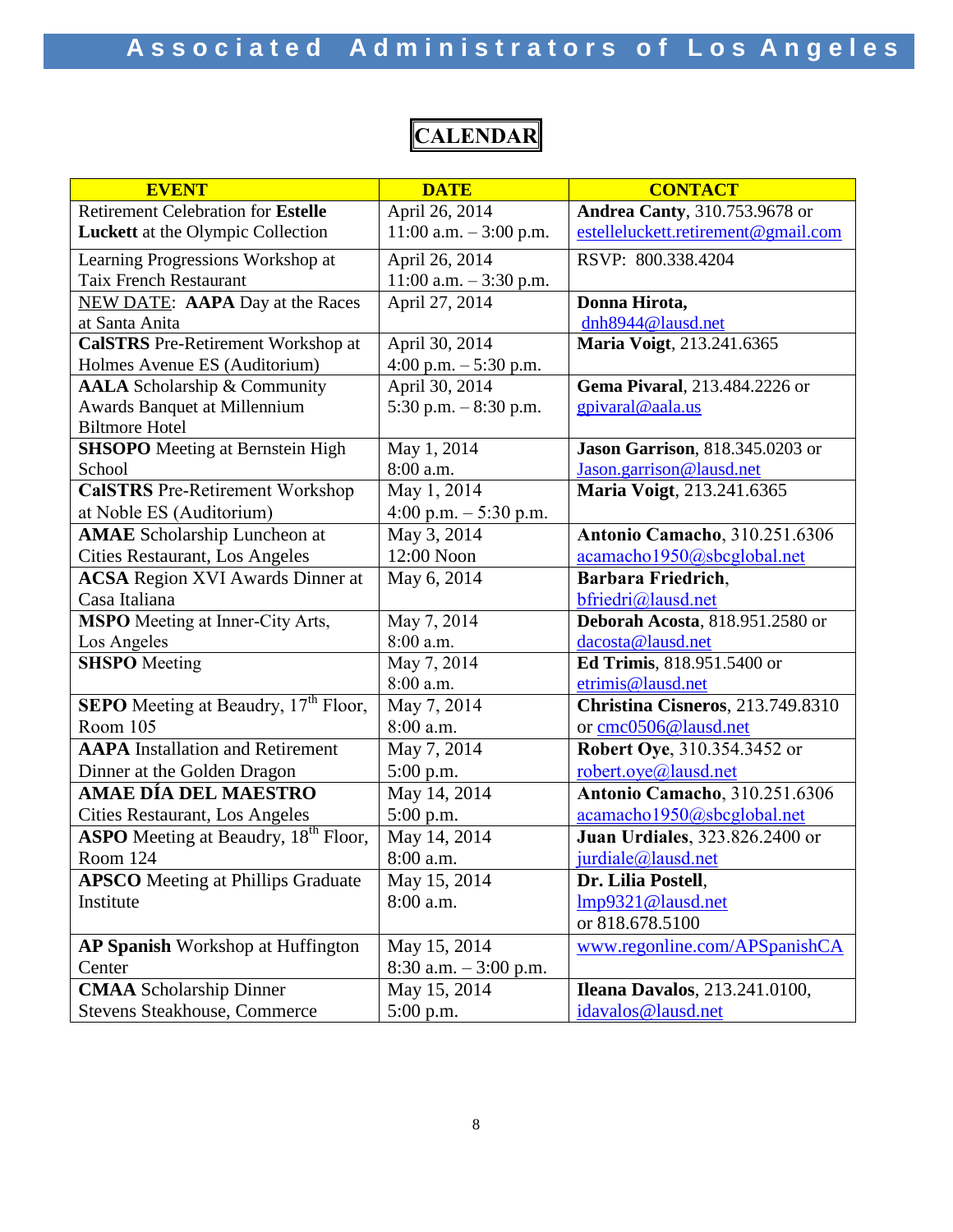# CALENDAR

| EVENT | DATE | CONTACT |
|---|---|---|
| Retirement Celebration for **Estelle Luckett** at the Olympic Collection | April 26, 2014<br>11:00 a.m. – 3:00 p.m. | **Andrea Canty**, 310.753.9678 or estelleluckett.retirement@gmail.com |
| Learning Progressions Workshop at Taix French Restaurant | April 26, 2014<br>11:00 a.m. – 3:30 p.m. | RSVP: 800.338.4204 |
| NEW DATE: **AAPA** Day at the Races at Santa Anita | April 27, 2014 | **Donna Hirota**, dnh8944@lausd.net |
| **CalSTRS** Pre-Retirement Workshop at Holmes Avenue ES (Auditorium) | April 30, 2014<br>4:00 p.m. – 5:30 p.m. | **Maria Voigt**, 213.241.6365 |
| **AALA** Scholarship & Community Awards Banquet at Millennium Biltmore Hotel | April 30, 2014<br>5:30 p.m. – 8:30 p.m. | **Gema Pivaral**, 213.484.2226 or gpivaral@aala.us |
| **SHSOPO** Meeting at Bernstein High School | May 1, 2014<br>8:00 a.m. | **Jason Garrison**, 818.345.0203 or Jason.garrison@lausd.net |
| **CalSTRS** Pre-Retirement Workshop at Noble ES (Auditorium) | May 1, 2014<br>4:00 p.m. – 5:30 p.m. | **Maria Voigt**, 213.241.6365 |
| **AMAE** Scholarship Luncheon at Cities Restaurant, Los Angeles | May 3, 2014<br>12:00 Noon | **Antonio Camacho**, 310.251.6306 acamacho1950@sbcglobal.net |
| **ACSA** Region XVI Awards Dinner at Casa Italiana | May 6, 2014 | **Barbara Friedrich**, bfriedri@lausd.net |
| **MSPO** Meeting at Inner-City Arts, Los Angeles | May 7, 2014<br>8:00 a.m. | **Deborah Acosta**, 818.951.2580 or dacosta@lausd.net |
| **SHSPO** Meeting | May 7, 2014<br>8:00 a.m. | **Ed Trimis**, 818.951.5400 or etrimis@lausd.net |
| **SEPO** Meeting at Beaudry, 17th Floor, Room 105 | May 7, 2014<br>8:00 a.m. | **Christina Cisneros**, 213.749.8310 or cmc0506@lausd.net |
| **AAPA** Installation and Retirement Dinner at the Golden Dragon | May 7, 2014<br>5:00 p.m. | **Robert Oye**, 310.354.3452 or robert.oye@lausd.net |
| **AMAE DÍA DEL MAESTRO** Cities Restaurant, Los Angeles | May 14, 2014<br>5:00 p.m. | **Antonio Camacho**, 310.251.6306 acamacho1950@sbcglobal.net |
| **ASPO** Meeting at Beaudry, 18th Floor, Room 124 | May 14, 2014<br>8:00 a.m. | **Juan Urdiales**, 323.826.2400 or jurdiale@lausd.net |
| **APSCO** Meeting at Phillips Graduate Institute | May 15, 2014<br>8:00 a.m. | **Dr. Lilia Postell**, lmp9321@lausd.net or 818.678.5100 |
| **AP Spanish** Workshop at Huffington Center | May 15, 2014<br>8:30 a.m. – 3:00 p.m. | www.regonline.com/APSpanishCA |
| **CMAA** Scholarship Dinner Stevens Steakhouse, Commerce | May 15, 2014<br>5:00 p.m. | **Ileana Davalos**, 213.241.0100, idavalos@lausd.net |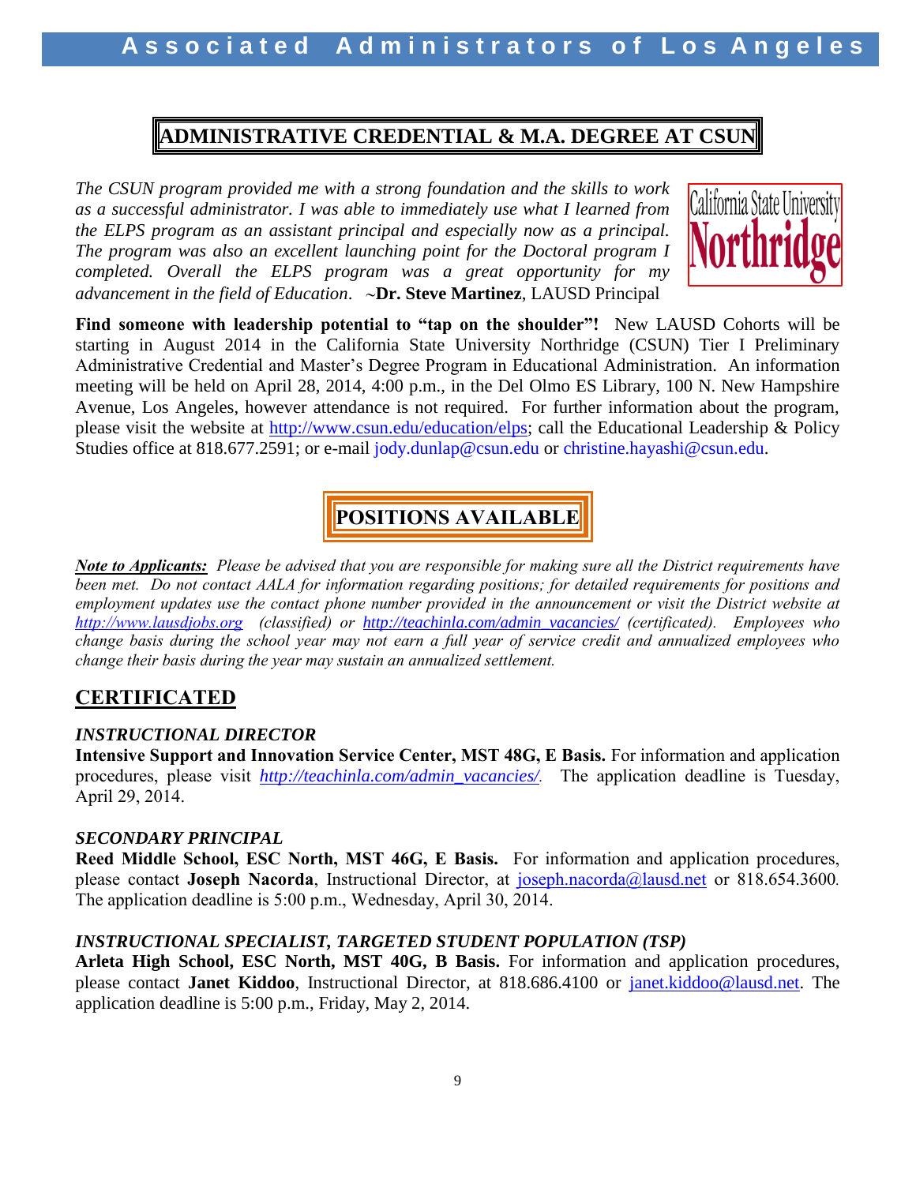## ADMINISTRATIVE CREDENTIAL & M.A. DEGREE AT CSUN

*The CSUN program provided me with a strong foundation and the skills to work as a successful administrator. I was able to immediately use what I learned from the ELPS program as an assistant principal and especially now as a principal. The program was also an excellent launching point for the Doctoral program I completed. Overall the ELPS program was a great opportunity for my advancement in the field of Education*. ~**Dr. Steve Martinez**, LAUSD Principal

**Find someone with leadership potential to "tap on the shoulder"!** New LAUSD Cohorts will be starting in August 2014 in the California State University Northridge (CSUN) Tier I Preliminary Administrative Credential and Master's Degree Program in Educational Administration. An information meeting will be held on April 28, 2014, 4:00 p.m., in the Del Olmo ES Library, 100 N. New Hampshire Avenue, Los Angeles, however attendance is not required. For further information about the program, please visit the website at http://www.csun.edu/education/elps; call the Educational Leadership & Policy Studies office at 818.677.2591; or e-mail jody.dunlap@csun.edu or christine.hayashi@csun.edu.

## POSITIONS AVAILABLE

***Note to Applicants:*** *Please be advised that you are responsible for making sure all the District requirements have been met. Do not contact AALA for information regarding positions; for detailed requirements for positions and employment updates use the contact phone number provided in the announcement or visit the District website at http://www.lausdjobs.org (classified) or http://teachinla.com/admin_vacancies/ (certificated). Employees who change basis during the school year may not earn a full year of service credit and annualized employees who change their basis during the year may sustain an annualized settlement.*

## CERTIFICATED

### *INSTRUCTIONAL DIRECTOR*

**Intensive Support and Innovation Service Center, MST 48G, E Basis.** For information and application procedures, please visit *http://teachinla.com/admin_vacancies/*. The application deadline is Tuesday, April 29, 2014.

### *SECONDARY PRINCIPAL*

**Reed Middle School, ESC North, MST 46G, E Basis.** For information and application procedures, please contact **Joseph Nacorda**, Instructional Director, at joseph.nacorda@lausd.net or 818.654.3600. The application deadline is 5:00 p.m., Wednesday, April 30, 2014.

### *INSTRUCTIONAL SPECIALIST, TARGETED STUDENT POPULATION (TSP)*

**Arleta High School, ESC North, MST 40G, B Basis.** For information and application procedures, please contact **Janet Kiddoo**, Instructional Director, at 818.686.4100 or janet.kiddoo@lausd.net. The application deadline is 5:00 p.m., Friday, May 2, 2014.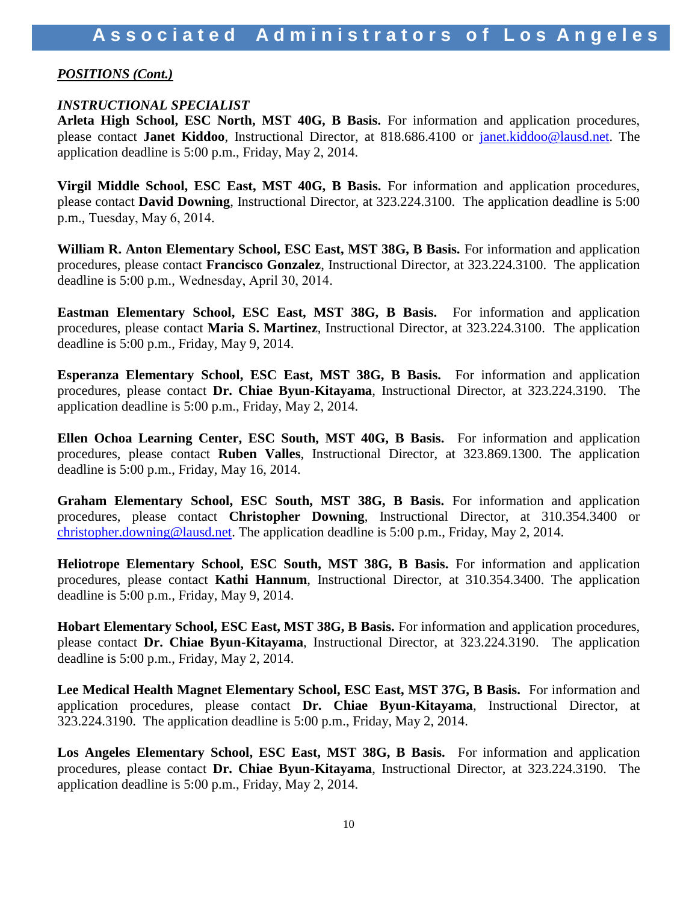***POSITIONS (Cont.)***

*INSTRUCTIONAL SPECIALIST*

**Arleta High School, ESC North, MST 40G, B Basis.** For information and application procedures, please contact **Janet Kiddoo**, Instructional Director, at 818.686.4100 or janet.kiddoo@lausd.net. The application deadline is 5:00 p.m., Friday, May 2, 2014.

**Virgil Middle School, ESC East, MST 40G, B Basis.** For information and application procedures, please contact **David Downing**, Instructional Director, at 323.224.3100. The application deadline is 5:00 p.m., Tuesday, May 6, 2014.

**William R. Anton Elementary School, ESC East, MST 38G, B Basis.** For information and application procedures, please contact **Francisco Gonzalez**, Instructional Director, at 323.224.3100. The application deadline is 5:00 p.m., Wednesday, April 30, 2014.

**Eastman Elementary School, ESC East, MST 38G, B Basis.** For information and application procedures, please contact **Maria S. Martinez**, Instructional Director, at 323.224.3100. The application deadline is 5:00 p.m., Friday, May 9, 2014.

**Esperanza Elementary School, ESC East, MST 38G, B Basis.** For information and application procedures, please contact **Dr. Chiae Byun-Kitayama**, Instructional Director, at 323.224.3190. The application deadline is 5:00 p.m., Friday, May 2, 2014.

**Ellen Ochoa Learning Center, ESC South, MST 40G, B Basis.** For information and application procedures, please contact **Ruben Valles**, Instructional Director, at 323.869.1300. The application deadline is 5:00 p.m., Friday, May 16, 2014.

**Graham Elementary School, ESC South, MST 38G, B Basis.** For information and application procedures, please contact **Christopher Downing**, Instructional Director, at 310.354.3400 or christopher.downing@lausd.net. The application deadline is 5:00 p.m., Friday, May 2, 2014.

**Heliotrope Elementary School, ESC South, MST 38G, B Basis.** For information and application procedures, please contact **Kathi Hannum**, Instructional Director, at 310.354.3400. The application deadline is 5:00 p.m., Friday, May 9, 2014.

**Hobart Elementary School, ESC East, MST 38G, B Basis.** For information and application procedures, please contact **Dr. Chiae Byun-Kitayama**, Instructional Director, at 323.224.3190. The application deadline is 5:00 p.m., Friday, May 2, 2014.

**Lee Medical Health Magnet Elementary School, ESC East, MST 37G, B Basis.** For information and application procedures, please contact **Dr. Chiae Byun-Kitayama**, Instructional Director, at 323.224.3190. The application deadline is 5:00 p.m., Friday, May 2, 2014.

**Los Angeles Elementary School, ESC East, MST 38G, B Basis.** For information and application procedures, please contact **Dr. Chiae Byun-Kitayama**, Instructional Director, at 323.224.3190. The application deadline is 5:00 p.m., Friday, May 2, 2014.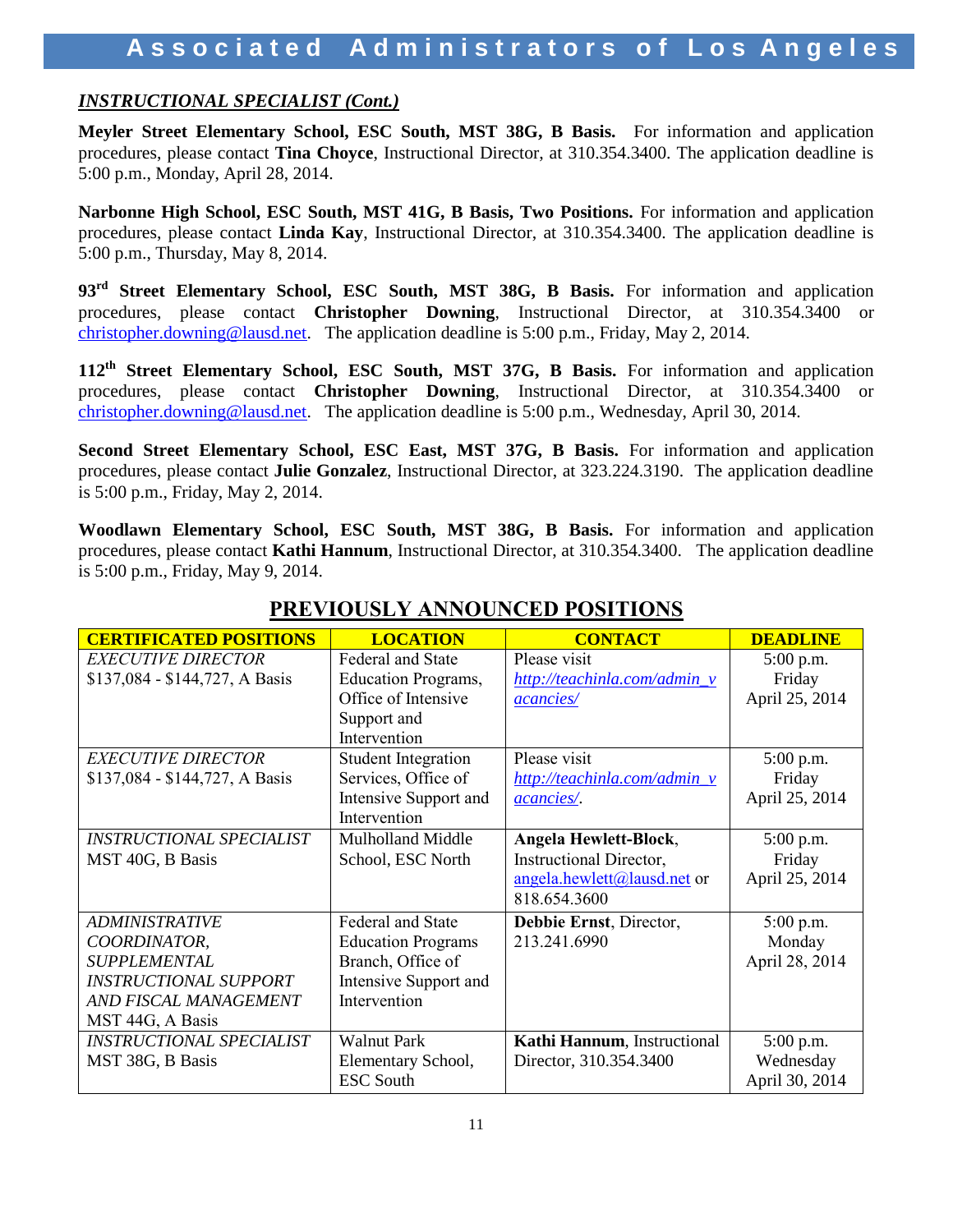***INSTRUCTIONAL SPECIALIST (Cont.)***

**Meyler Street Elementary School, ESC South, MST 38G, B Basis.** For information and application procedures, please contact **Tina Choyce**, Instructional Director, at 310.354.3400. The application deadline is 5:00 p.m., Monday, April 28, 2014.

**Narbonne High School, ESC South, MST 41G, B Basis, Two Positions.** For information and application procedures, please contact **Linda Kay**, Instructional Director, at 310.354.3400. The application deadline is 5:00 p.m., Thursday, May 8, 2014.

**93rd Street Elementary School, ESC South, MST 38G, B Basis.** For information and application procedures, please contact **Christopher Downing**, Instructional Director, at 310.354.3400 or christopher.downing@lausd.net. The application deadline is 5:00 p.m., Friday, May 2, 2014.

**112th Street Elementary School, ESC South, MST 37G, B Basis.** For information and application procedures, please contact **Christopher Downing**, Instructional Director, at 310.354.3400 or christopher.downing@lausd.net. The application deadline is 5:00 p.m., Wednesday, April 30, 2014.

**Second Street Elementary School, ESC East, MST 37G, B Basis.** For information and application procedures, please contact **Julie Gonzalez**, Instructional Director, at 323.224.3190. The application deadline is 5:00 p.m., Friday, May 2, 2014.

**Woodlawn Elementary School, ESC South, MST 38G, B Basis.** For information and application procedures, please contact **Kathi Hannum**, Instructional Director, at 310.354.3400. The application deadline is 5:00 p.m., Friday, May 9, 2014.

## PREVIOUSLY ANNOUNCED POSITIONS

| CERTIFICATED POSITIONS | LOCATION | CONTACT | DEADLINE |
|---|---|---|---|
| *EXECUTIVE DIRECTOR* $137,084 - $144,727, A Basis | Federal and State Education Programs, Office of Intensive Support and Intervention | Please visit *http://teachinla.com/admin_vacancies/* | 5:00 p.m. Friday April 25, 2014 |
| *EXECUTIVE DIRECTOR* $137,084 - $144,727, A Basis | Student Integration Services, Office of Intensive Support and Intervention | Please visit *http://teachinla.com/admin_vacancies/*. | 5:00 p.m. Friday April 25, 2014 |
| *INSTRUCTIONAL SPECIALIST* MST 40G, B Basis | Mulholland Middle School, ESC North | **Angela Hewlett-Block**, Instructional Director, angela.hewlett@lausd.net or 818.654.3600 | 5:00 p.m. Friday April 25, 2014 |
| *ADMINISTRATIVE COORDINATOR, SUPPLEMENTAL INSTRUCTIONAL SUPPORT AND FISCAL MANAGEMENT* MST 44G, A Basis | Federal and State Education Programs Branch, Office of Intensive Support and Intervention | **Debbie Ernst**, Director, 213.241.6990 | 5:00 p.m. Monday April 28, 2014 |
| *INSTRUCTIONAL SPECIALIST* MST 38G, B Basis | Walnut Park Elementary School, ESC South | **Kathi Hannum**, Instructional Director, 310.354.3400 | 5:00 p.m. Wednesday April 30, 2014 |